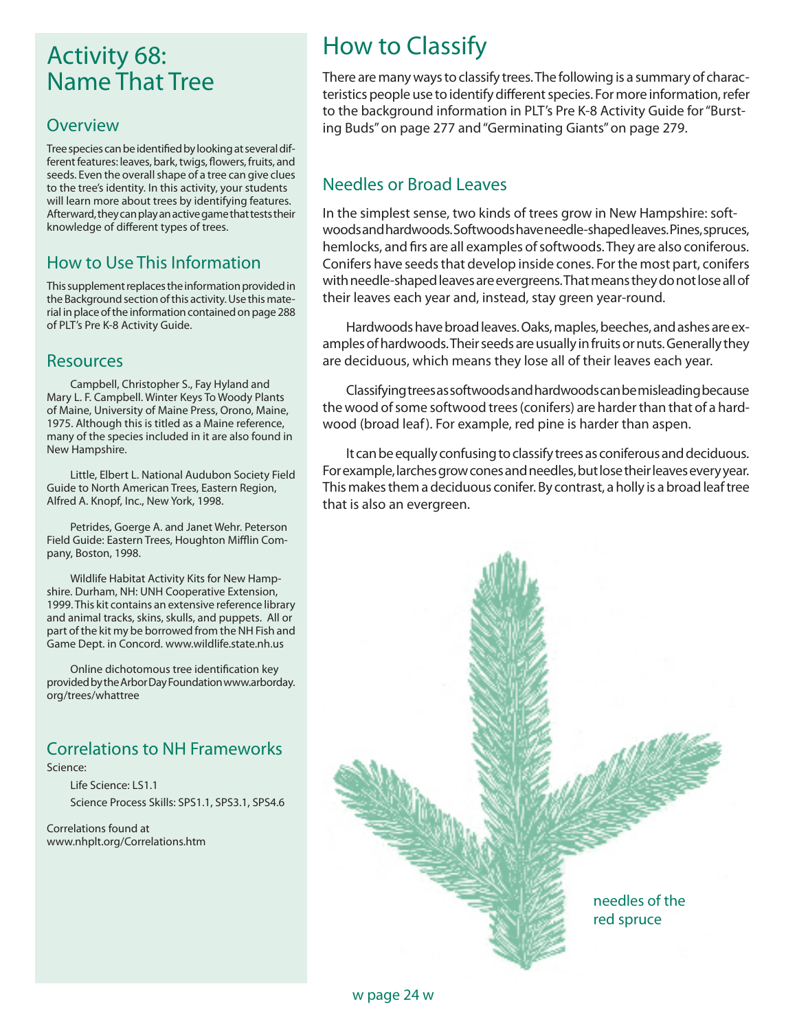# Activity 68: Name That Tree

## Overview

Tree species can be identified by looking at several different features: leaves, bark, twigs, flowers, fruits, and seeds. Even the overall shape of a tree can give clues to the tree's identity. In this activity, your students will learn more about trees by identifying features. Afterward, they can play an active game that tests their knowledge of different types of trees.

## How to Use This Information

This supplement replaces the information provided in the Background section of this activity. Use this material in place of the information contained on page 288 of PLT's Pre K-8 Activity Guide.

## Resources

Campbell, Christopher S., Fay Hyland and Mary L. F. Campbell. Winter Keys To Woody Plants of Maine, University of Maine Press, Orono, Maine, 1975. Although this is titled as a Maine reference, many of the species included in it are also found in New Hampshire.

Little, Elbert L. National Audubon Society Field Guide to North American Trees, Eastern Region, Alfred A. Knopf, Inc., New York, 1998.

Petrides, Goerge A. and Janet Wehr. Peterson Field Guide: Eastern Trees, Houghton Mifflin Company, Boston, 1998.

Wildlife Habitat Activity Kits for New Hampshire. Durham, NH: UNH Cooperative Extension, 1999. This kit contains an extensive reference library and animal tracks, skins, skulls, and puppets. All or part of the kit my be borrowed from the NH Fish and Game Dept. in Concord. www.wildlife.state.nh.us

Online dichotomous tree identification key provided by the Arbor Day Foundation www.arborday.org/trees/whattree

## Correlations to NH Frameworks

Science:

Life Science: LS1.1

Science Process Skills: SPS1.1, SPS3.1, SPS4.6

Correlations found at www.nhplt.org/Correlations.htm

# How to Classify

There are many ways to classify trees. The following is a summary of characteristics people use to identify different species. For more information, refer to the background information in PLT's Pre K-8 Activity Guide for "Bursting Buds" on page 277 and "Germinating Giants" on page 279.

## Needles or Broad Leaves

In the simplest sense, two kinds of trees grow in New Hampshire: softwoods and hardwoods. Softwoods have needle-shaped leaves. Pines, spruces, hemlocks, and firs are all examples of softwoods. They are also coniferous. Conifers have seeds that develop inside cones. For the most part, conifers with needle-shaped leaves are evergreens. That means they do not lose all of their leaves each year and, instead, stay green year-round.

Hardwoods have broad leaves. Oaks, maples, beeches, and ashes are examples of hardwoods. Their seeds are usually in fruits or nuts. Generally they are deciduous, which means they lose all of their leaves each year.

Classifying trees as softwoods and hardwoods can be misleading because the wood of some softwood trees (conifers) are harder than that of a hardwood (broad leaf). For example, red pine is harder than aspen.

It can be equally confusing to classify trees as coniferous and deciduous. For example, larches grow cones and needles, but lose their leaves every year. This makes them a deciduous conifer. By contrast, a holly is a broad leaf tree that is also an evergreen.

needles of the red spruce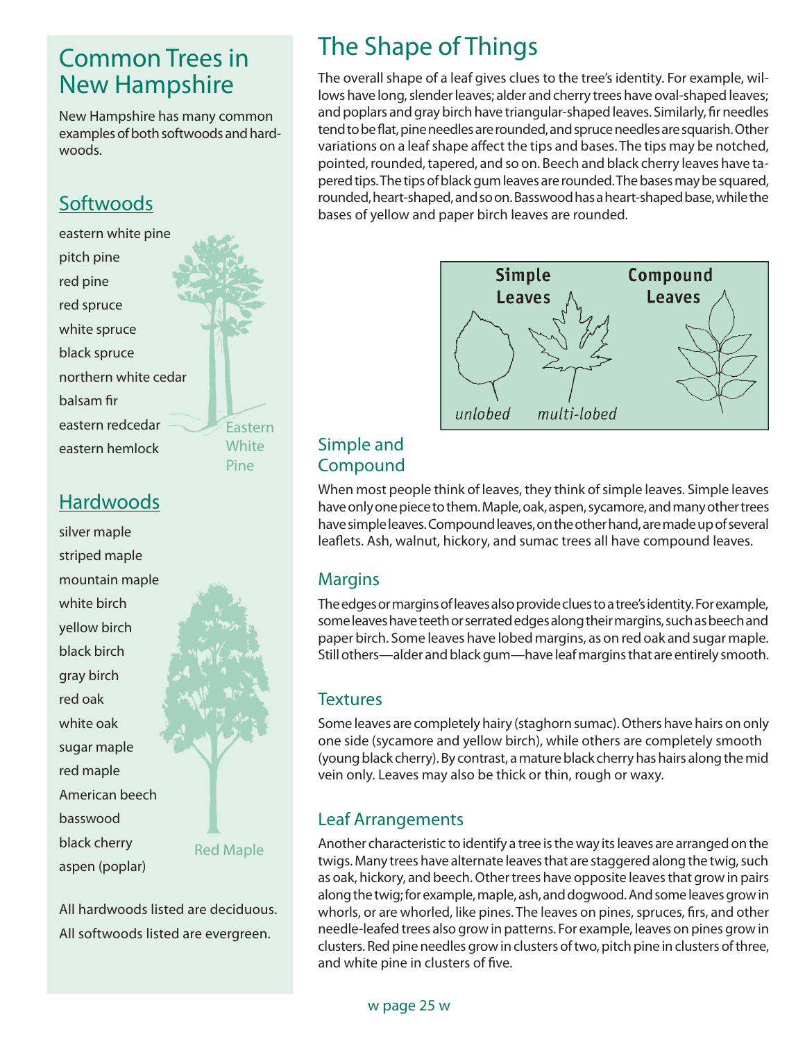# Common Trees in New Hampshire

New Hampshire has many common examples of both softwoods and hardwoods.

## Softwoods

- eastern white pine
- pitch pine
- red pine
- red spruce
- white spruce
- black spruce
- northern white cedar
- balsam fir
- eastern redcedar
- eastern hemlock

Eastern White Pine

## Hardwoods

- silver maple
- striped maple
- mountain maple
- white birch
- yellow birch
- black birch
- gray birch
- red oak
- white oak
- sugar maple
- red maple
- American beech
- basswood
- black cherry
- aspen (poplar)

Red Maple

All hardwoods listed are deciduous.

All softwoods listed are evergreen.

# The Shape of Things

The overall shape of a leaf gives clues to the tree's identity. For example, willows have long, slender leaves; alder and cherry trees have oval-shaped leaves; and poplars and gray birch have triangular-shaped leaves. Similarly, fir needles tend to be flat, pine needles are rounded, and spruce needles are squarish. Other variations on a leaf shape affect the tips and bases. The tips may be notched, pointed, rounded, tapered, and so on. Beech and black cherry leaves have tapered tips. The tips of black gum leaves are rounded. The bases may be squared, rounded, heart-shaped, and so on. Basswood has a heart-shaped base, while the bases of yellow and paper birch leaves are rounded.

Simple Leaves — unlobed, multi-lobed

Compound Leaves

## Simple and Compound

When most people think of leaves, they think of simple leaves. Simple leaves have only one piece to them. Maple, oak, aspen, sycamore, and many other trees have simple leaves. Compound leaves, on the other hand, are made up of several leaflets. Ash, walnut, hickory, and sumac trees all have compound leaves.

## Margins

The edges or margins of leaves also provide clues to a tree's identity. For example, some leaves have teeth or serrated edges along their margins, such as beech and paper birch. Some leaves have lobed margins, as on red oak and sugar maple. Still others—alder and black gum—have leaf margins that are entirely smooth.

## Textures

Some leaves are completely hairy (staghorn sumac). Others have hairs on only one side (sycamore and yellow birch), while others are completely smooth (young black cherry). By contrast, a mature black cherry has hairs along the mid vein only. Leaves may also be thick or thin, rough or waxy.

## Leaf Arrangements

Another characteristic to identify a tree is the way its leaves are arranged on the twigs. Many trees have alternate leaves that are staggered along the twig, such as oak, hickory, and beech. Other trees have opposite leaves that grow in pairs along the twig; for example, maple, ash, and dogwood. And some leaves grow in whorls, or are whorled, like pines. The leaves on pines, spruces, firs, and other needle-leafed trees also grow in patterns. For example, leaves on pines grow in clusters. Red pine needles grow in clusters of two, pitch pine in clusters of three, and white pine in clusters of five.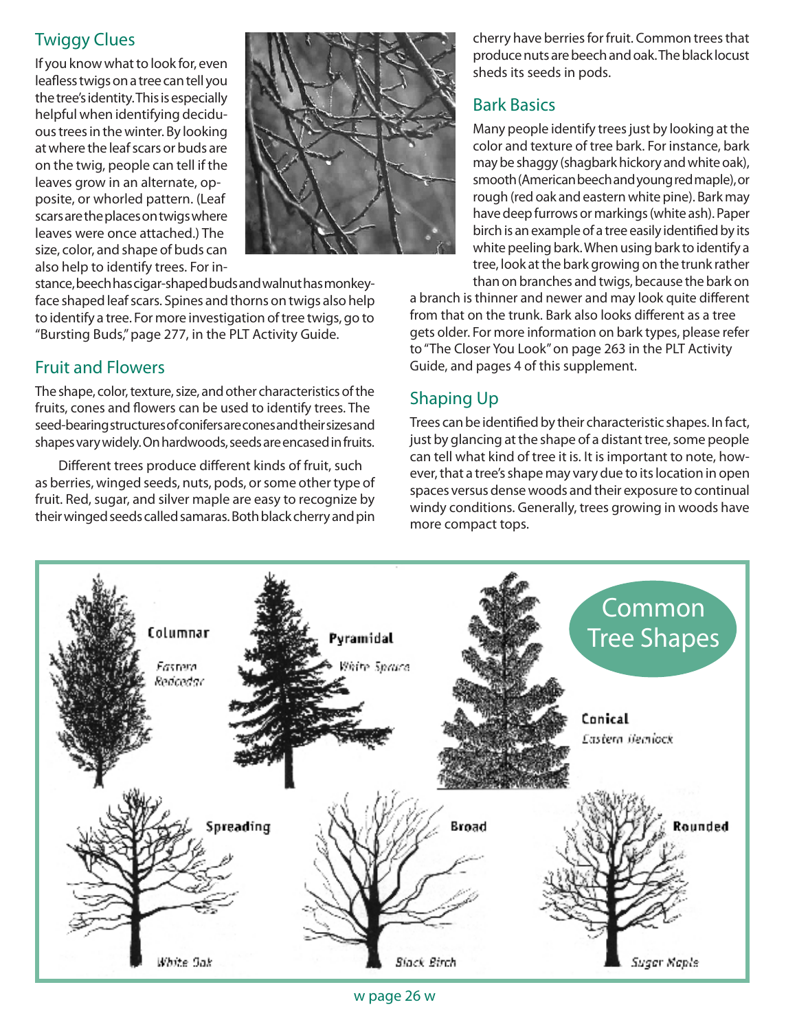## Twiggy Clues

If you know what to look for, even leafless twigs on a tree can tell you the tree's identity. This is especially helpful when identifying deciduous trees in the winter. By looking at where the leaf scars or buds are on the twig, people can tell if the leaves grow in an alternate, opposite, or whorled pattern. (Leaf scars are the places on twigs where leaves were once attached.) The size, color, and shape of buds can also help to identify trees. For instance, beech has cigar-shaped buds and walnut has monkey-face shaped leaf scars. Spines and thorns on twigs also help to identify a tree. For more investigation of tree twigs, go to "Bursting Buds," page 277, in the PLT Activity Guide.

## Fruit and Flowers

The shape, color, texture, size, and other characteristics of the fruits, cones and flowers can be used to identify trees. The seed-bearing structures of conifers are cones and their sizes and shapes vary widely. On hardwoods, seeds are encased in fruits.

Different trees produce different kinds of fruit, such as berries, winged seeds, nuts, pods, or some other type of fruit. Red, sugar, and silver maple are easy to recognize by their winged seeds called samaras. Both black cherry and pin cherry have berries for fruit. Common trees that produce nuts are beech and oak. The black locust sheds its seeds in pods.

## Bark Basics

Many people identify trees just by looking at the color and texture of tree bark. For instance, bark may be shaggy (shagbark hickory and white oak), smooth (American beech and young red maple), or rough (red oak and eastern white pine). Bark may have deep furrows or markings (white ash). Paper birch is an example of a tree easily identified by its white peeling bark. When using bark to identify a tree, look at the bark growing on the trunk rather than on branches and twigs, because the bark on a branch is thinner and newer and may look quite different from that on the trunk. Bark also looks different as a tree gets older. For more information on bark types, please refer to "The Closer You Look" on page 263 in the PLT Activity Guide, and pages 4 of this supplement.

## Shaping Up

Trees can be identified by their characteristic shapes. In fact, just by glancing at the shape of a distant tree, some people can tell what kind of tree it is. It is important to note, however, that a tree's shape may vary due to its location in open spaces versus dense woods and their exposure to continual windy conditions. Generally, trees growing in woods have more compact tops.

### Common Tree Shapes

- **Columnar** – *Eastern Redcedar*
- **Pyramidal** – *White Spruce*
- **Conical** – *Eastern Hemlock*
- **Spreading** – *White Oak*
- **Broad** – *Black Birch*
- **Rounded** – *Sugar Maple*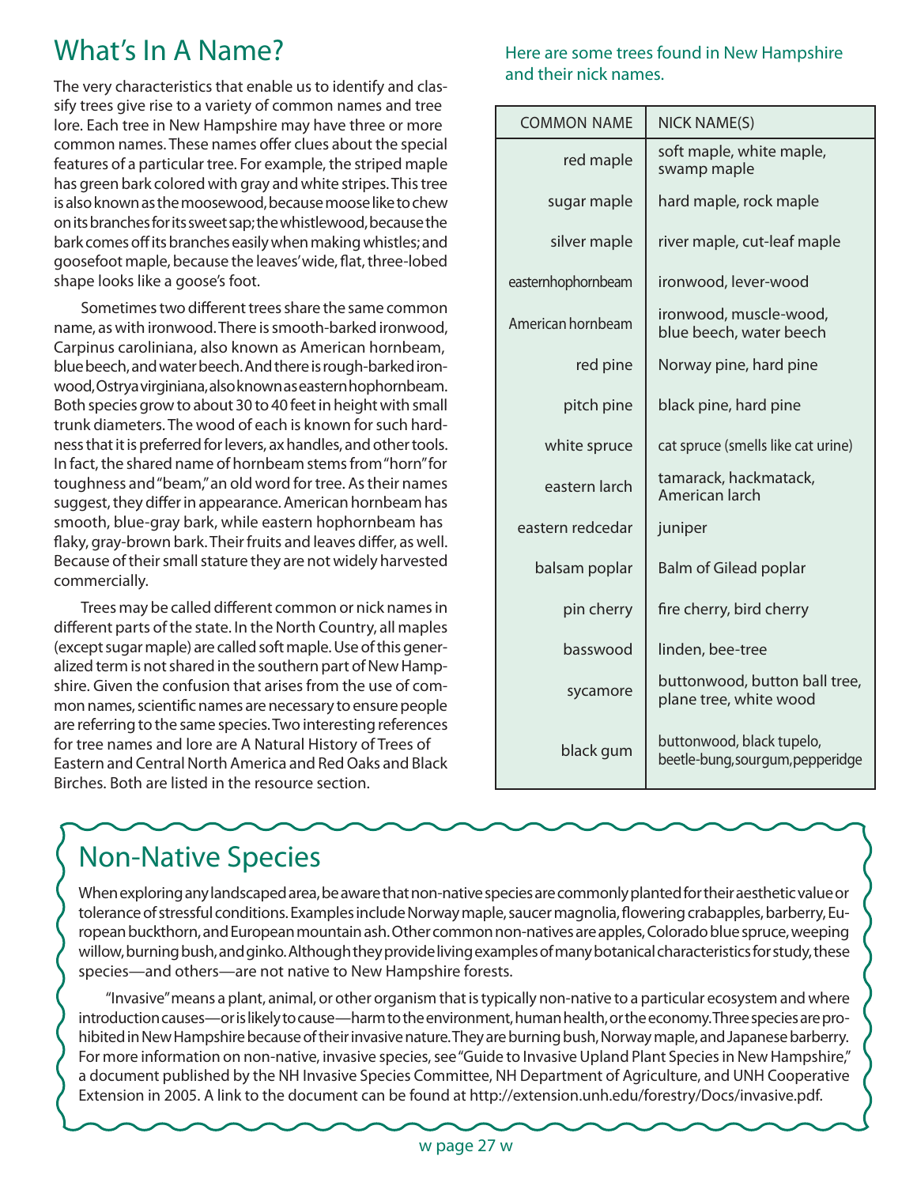## What's In A Name?

The very characteristics that enable us to identify and classify trees give rise to a variety of common names and tree lore. Each tree in New Hampshire may have three or more common names. These names offer clues about the special features of a particular tree. For example, the striped maple has green bark colored with gray and white stripes. This tree is also known as the moosewood, because moose like to chew on its branches for its sweet sap; the whistlewood, because the bark comes off its branches easily when making whistles; and goosefoot maple, because the leaves' wide, flat, three-lobed shape looks like a goose's foot.

Sometimes two different trees share the same common name, as with ironwood. There is smooth-barked ironwood, Carpinus caroliniana, also known as American hornbeam, blue beech, and water beech. And there is rough-barked ironwood, Ostrya virginiana, also known as eastern hophornbeam. Both species grow to about 30 to 40 feet in height with small trunk diameters. The wood of each is known for such hardness that it is preferred for levers, ax handles, and other tools. In fact, the shared name of hornbeam stems from "horn" for toughness and "beam," an old word for tree. As their names suggest, they differ in appearance. American hornbeam has smooth, blue-gray bark, while eastern hophornbeam has flaky, gray-brown bark. Their fruits and leaves differ, as well. Because of their small stature they are not widely harvested commercially.

Trees may be called different common or nick names in different parts of the state. In the North Country, all maples (except sugar maple) are called soft maple. Use of this generalized term is not shared in the southern part of New Hampshire. Given the confusion that arises from the use of common names, scientific names are necessary to ensure people are referring to the same species. Two interesting references for tree names and lore are A Natural History of Trees of Eastern and Central North America and Red Oaks and Black Birches. Both are listed in the resource section.

Here are some trees found in New Hampshire and their nick names.

| COMMON NAME | NICK NAME(S) |
|---|---|
| red maple | soft maple, white maple, swamp maple |
| sugar maple | hard maple, rock maple |
| silver maple | river maple, cut-leaf maple |
| eastern hophornbeam | ironwood, lever-wood |
| American hornbeam | ironwood, muscle-wood, blue beech, water beech |
| red pine | Norway pine, hard pine |
| pitch pine | black pine, hard pine |
| white spruce | cat spruce (smells like cat urine) |
| eastern larch | tamarack, hackmatack, American larch |
| eastern redcedar | juniper |
| balsam poplar | Balm of Gilead poplar |
| pin cherry | fire cherry, bird cherry |
| basswood | linden, bee-tree |
| sycamore | buttonwood, button ball tree, plane tree, white wood |
| black gum | buttonwood, black tupelo, beetle-bung, sourgum, pepperidge |

## Non-Native Species

When exploring any landscaped area, be aware that non-native species are commonly planted for their aesthetic value or tolerance of stressful conditions. Examples include Norway maple, saucer magnolia, flowering crabapples, barberry, European buckthorn, and European mountain ash. Other common non-natives are apples, Colorado blue spruce, weeping willow, burning bush, and ginko. Although they provide living examples of many botanical characteristics for study, these species—and others—are not native to New Hampshire forests.

"Invasive" means a plant, animal, or other organism that is typically non-native to a particular ecosystem and where introduction causes—or is likely to cause—harm to the environment, human health, or the economy. Three species are prohibited in New Hampshire because of their invasive nature. They are burning bush, Norway maple, and Japanese barberry. For more information on non-native, invasive species, see "Guide to Invasive Upland Plant Species in New Hampshire," a document published by the NH Invasive Species Committee, NH Department of Agriculture, and UNH Cooperative Extension in 2005. A link to the document can be found at http://extension.unh.edu/forestry/Docs/invasive.pdf.